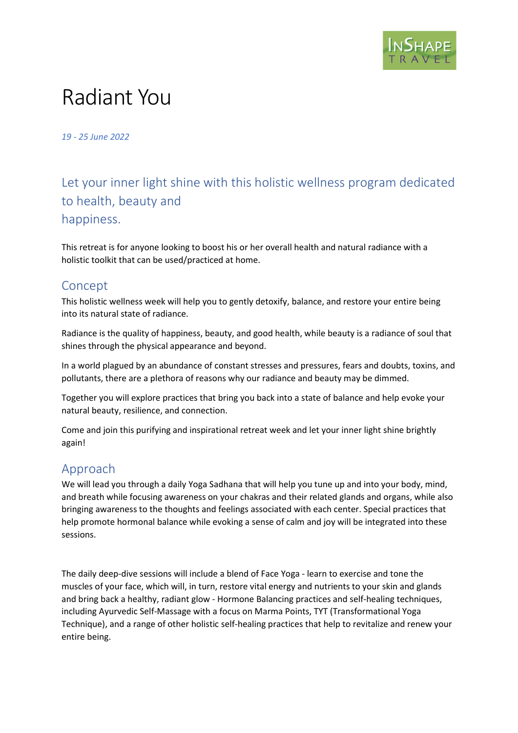# Radiant You

*19 - 25 June 2022*

## Let your inner light shine with this holistic wellness program dedicated to health, beauty and happiness.

This retreat is for anyone looking to boost his or her overall health and natural radiance with a holistic toolkit that can be used/practiced at home.

## Concept

This holistic wellness week will help you to gently detoxify, balance, and restore your entire being into its natural state of radiance.

Radiance is the quality of happiness, beauty, and good health, while beauty is a radiance of soul that shines through the physical appearance and beyond.

In a world plagued by an abundance of constant stresses and pressures, fears and doubts, toxins, and pollutants, there are a plethora of reasons why our radiance and beauty may be dimmed.

Together you will explore practices that bring you back into a state of balance and help evoke your natural beauty, resilience, and connection.

Come and join this purifying and inspirational retreat week and let your inner light shine brightly again!

## Approach

We will lead you through a daily Yoga Sadhana that will help you tune up and into your body, mind, and breath while focusing awareness on your chakras and their related glands and organs, while also bringing awareness to the thoughts and feelings associated with each center. Special practices that help promote hormonal balance while evoking a sense of calm and joy will be integrated into these sessions.

The daily deep-dive sessions will include a blend of Face Yoga - learn to exercise and tone the muscles of your face, which will, in turn, restore vital energy and nutrients to your skin and glands and bring back a healthy, radiant glow - Hormone Balancing practices and self-healing techniques, including Ayurvedic Self-Massage with a focus on Marma Points, TYT (Transformational Yoga Technique), and a range of other holistic self-healing practices that help to revitalize and renew your entire being.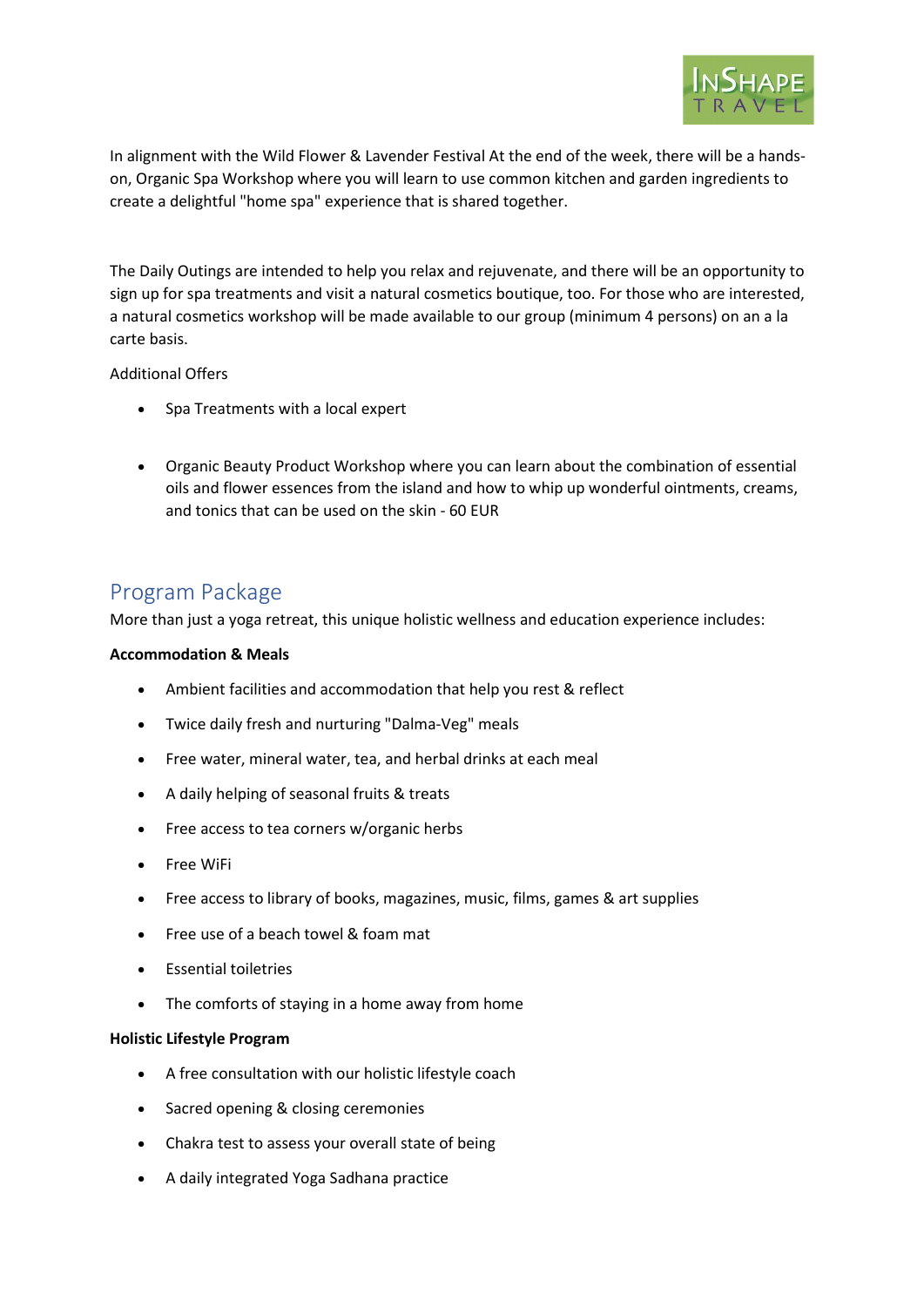In alignment with the Wild Flower & Lavender Festival At the end of the week, there will be a hands-on, Organic Spa Workshop where you will learn to use common kitchen and garden ingredients to create a delightful "home spa" experience that is shared together.

The Daily Outings are intended to help you relax and rejuvenate, and there will be an opportunity to sign up for spa treatments and visit a natural cosmetics boutique, too. For those who are interested, a natural cosmetics workshop will be made available to our group (minimum 4 persons) on an a la carte basis.

Additional Offers

- Spa Treatments with a local expert
- Organic Beauty Product Workshop where you can learn about the combination of essential oils and flower essences from the island and how to whip up wonderful ointments, creams, and tonics that can be used on the skin - 60 EUR

## Program Package

More than just a yoga retreat, this unique holistic wellness and education experience includes:

**Accommodation & Meals**

- Ambient facilities and accommodation that help you rest & reflect
- Twice daily fresh and nurturing "Dalma-Veg" meals
- Free water, mineral water, tea, and herbal drinks at each meal
- A daily helping of seasonal fruits & treats
- Free access to tea corners w/organic herbs
- Free WiFi
- Free access to library of books, magazines, music, films, games & art supplies
- Free use of a beach towel & foam mat
- Essential toiletries
- The comforts of staying in a home away from home

**Holistic Lifestyle Program**

- A free consultation with our holistic lifestyle coach
- Sacred opening & closing ceremonies
- Chakra test to assess your overall state of being
- A daily integrated Yoga Sadhana practice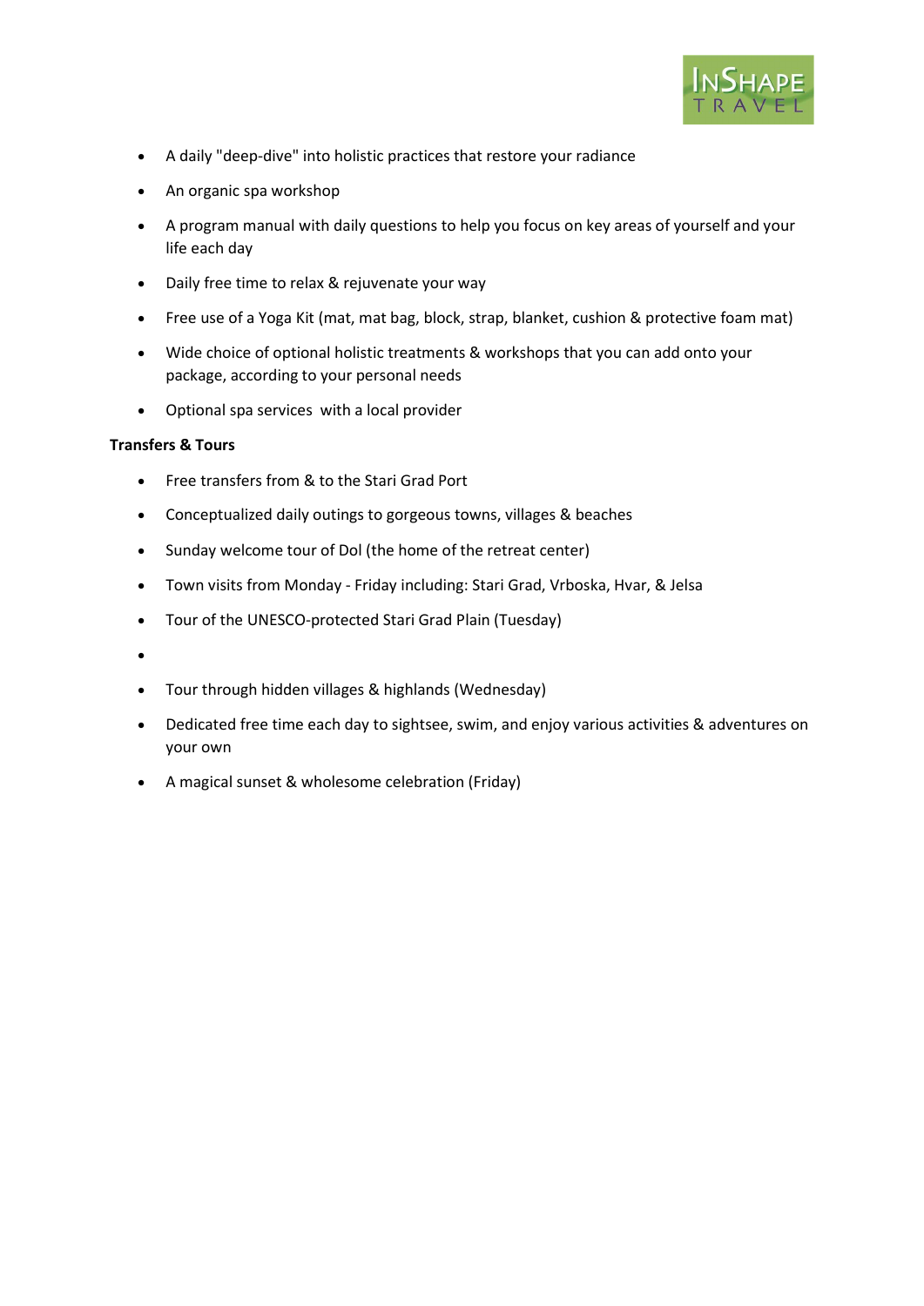- A daily "deep-dive" into holistic practices that restore your radiance
- An organic spa workshop
- A program manual with daily questions to help you focus on key areas of yourself and your life each day
- Daily free time to relax & rejuvenate your way
- Free use of a Yoga Kit (mat, mat bag, block, strap, blanket, cushion & protective foam mat)
- Wide choice of optional holistic treatments & workshops that you can add onto your package, according to your personal needs
- Optional spa services with a local provider

**Transfers & Tours**

- Free transfers from & to the Stari Grad Port
- Conceptualized daily outings to gorgeous towns, villages & beaches
- Sunday welcome tour of Dol (the home of the retreat center)
- Town visits from Monday - Friday including: Stari Grad, Vrboska, Hvar, & Jelsa
- Tour of the UNESCO-protected Stari Grad Plain (Tuesday)
- 
- Tour through hidden villages & highlands (Wednesday)
- Dedicated free time each day to sightsee, swim, and enjoy various activities & adventures on your own
- A magical sunset & wholesome celebration (Friday)